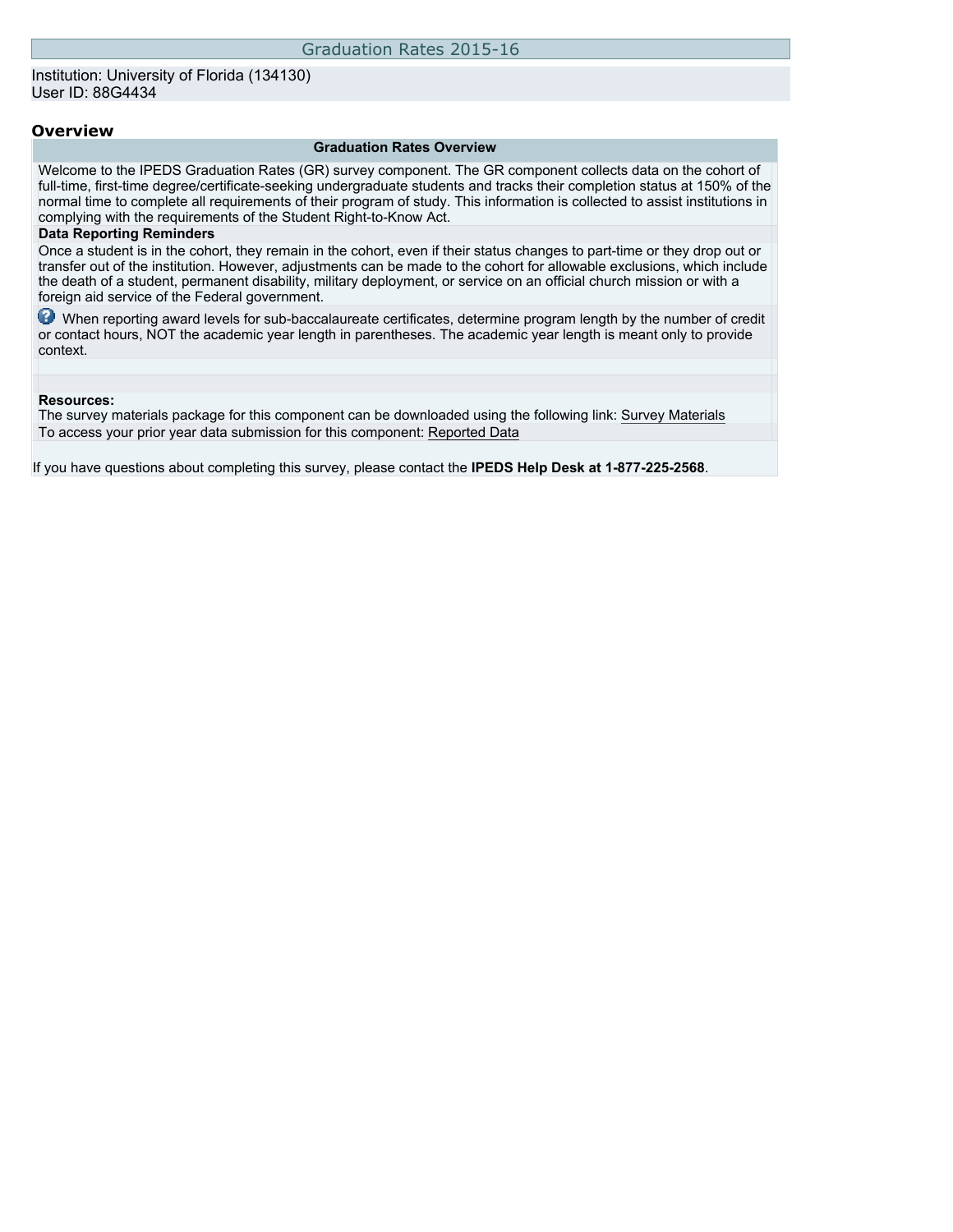# Graduation Rates 2015-16

Institution: University of Florida (134130)
User ID: 88G4434

## Overview

### Graduation Rates Overview

Welcome to the IPEDS Graduation Rates (GR) survey component. The GR component collects data on the cohort of full-time, first-time degree/certificate-seeking undergraduate students and tracks their completion status at 150% of the normal time to complete all requirements of their program of study. This information is collected to assist institutions in complying with the requirements of the Student Right-to-Know Act.

**Data Reporting Reminders**

Once a student is in the cohort, they remain in the cohort, even if their status changes to part-time or they drop out or transfer out of the institution. However, adjustments can be made to the cohort for allowable exclusions, which include the death of a student, permanent disability, military deployment, or service on an official church mission or with a foreign aid service of the Federal government.

When reporting award levels for sub-baccalaureate certificates, determine program length by the number of credit or contact hours, NOT the academic year length in parentheses. The academic year length is meant only to provide context.

**Resources:**

The survey materials package for this component can be downloaded using the following link: Survey Materials

To access your prior year data submission for this component: Reported Data

If you have questions about completing this survey, please contact the **IPEDS Help Desk at 1-877-225-2568**.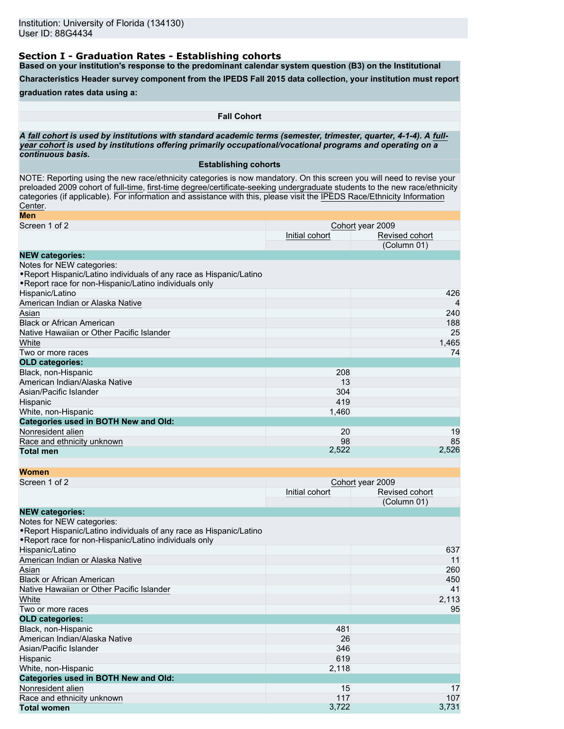Institution: University of Florida (134130)
User ID: 88G4434

## Section I - Graduation Rates - Establishing cohorts

**Based on your institution's response to the predominant calendar system question (B3) on the Institutional Characteristics Header survey component from the IPEDS Fall 2015 data collection, your institution must report graduation rates data using a:**

**Fall Cohort**

***A fall cohort is used by institutions with standard academic terms (semester, trimester, quarter, 4-1-4). A full-year cohort is used by institutions offering primarily occupational/vocational programs and operating on a continuous basis.***

**Establishing cohorts**

NOTE: Reporting using the new race/ethnicity categories is now mandatory. On this screen you will need to revise your preloaded 2009 cohort of full-time, first-time degree/certificate-seeking undergraduate students to the new race/ethnicity categories (if applicable). For information and assistance with this, please visit the IPEDS Race/Ethnicity Information Center.

**Men**

| Screen 1 of 2 | Cohort year 2009 | |
|---|---|---|
| | Initial cohort | Revised cohort (Column 01) |
| **NEW categories:** | | |
| Notes for NEW categories:<br>•Report Hispanic/Latino individuals of any race as Hispanic/Latino<br>•Report race for non-Hispanic/Latino individuals only | | |
| Hispanic/Latino | | 426 |
| American Indian or Alaska Native | | 4 |
| Asian | | 240 |
| Black or African American | | 188 |
| Native Hawaiian or Other Pacific Islander | | 25 |
| White | | 1,465 |
| Two or more races | | 74 |
| **OLD categories:** | | |
| Black, non-Hispanic | 208 | |
| American Indian/Alaska Native | 13 | |
| Asian/Pacific Islander | 304 | |
| Hispanic | 419 | |
| White, non-Hispanic | 1,460 | |
| **Categories used in BOTH New and Old:** | | |
| Nonresident alien | 20 | 19 |
| Race and ethnicity unknown | 98 | 85 |
| **Total men** | 2,522 | 2,526 |

**Women**

| Screen 1 of 2 | Cohort year 2009 | |
|---|---|---|
| | Initial cohort | Revised cohort (Column 01) |
| **NEW categories:** | | |
| Notes for NEW categories:<br>•Report Hispanic/Latino individuals of any race as Hispanic/Latino<br>•Report race for non-Hispanic/Latino individuals only | | |
| Hispanic/Latino | | 637 |
| American Indian or Alaska Native | | 11 |
| Asian | | 260 |
| Black or African American | | 450 |
| Native Hawaiian or Other Pacific Islander | | 41 |
| White | | 2,113 |
| Two or more races | | 95 |
| **OLD categories:** | | |
| Black, non-Hispanic | 481 | |
| American Indian/Alaska Native | 26 | |
| Asian/Pacific Islander | 346 | |
| Hispanic | 619 | |
| White, non-Hispanic | 2,118 | |
| **Categories used in BOTH New and Old:** | | |
| Nonresident alien | 15 | 17 |
| Race and ethnicity unknown | 117 | 107 |
| **Total women** | 3,722 | 3,731 |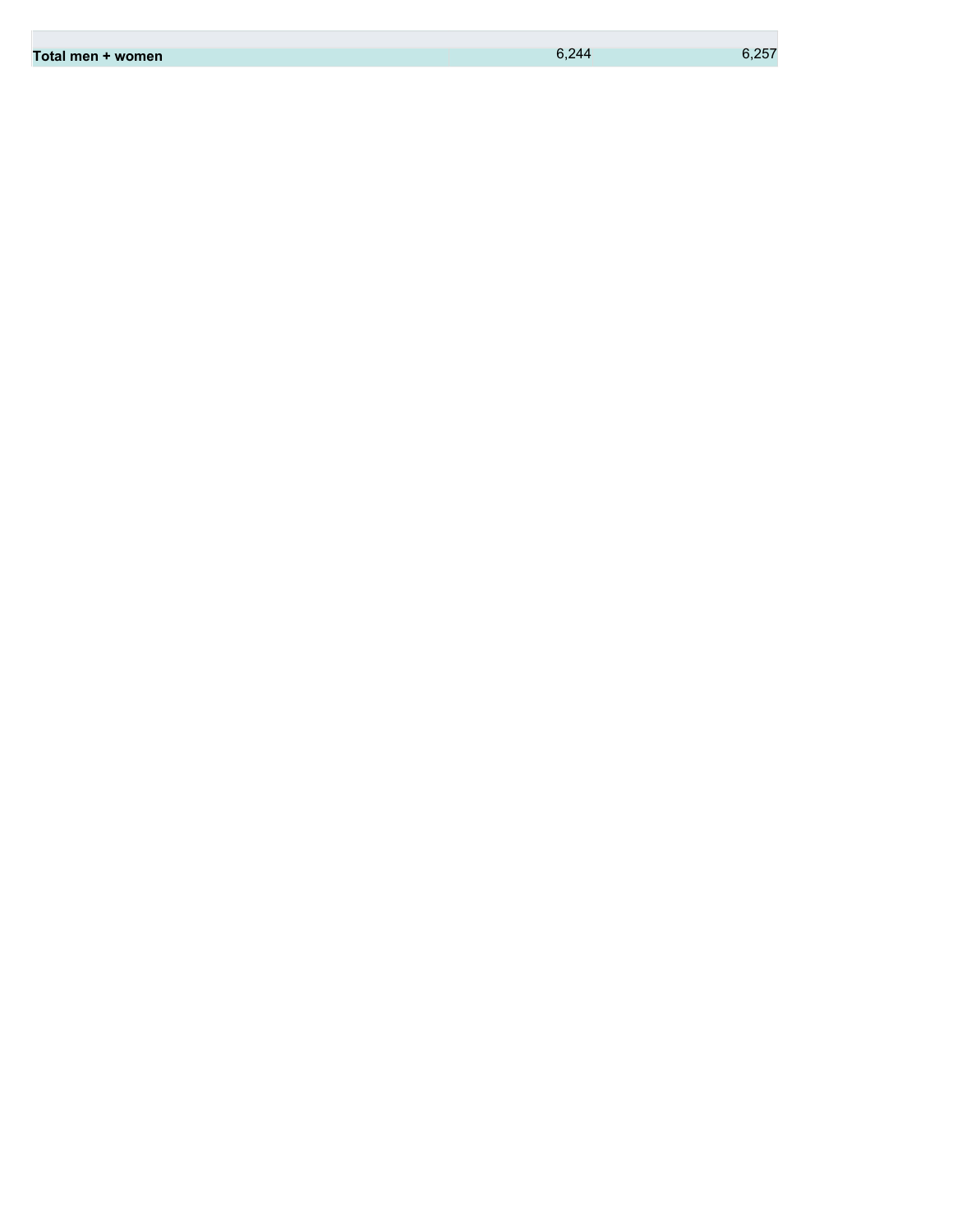| | | |
|---|---|---|
| **Total men + women** | 6,244 | 6,257 |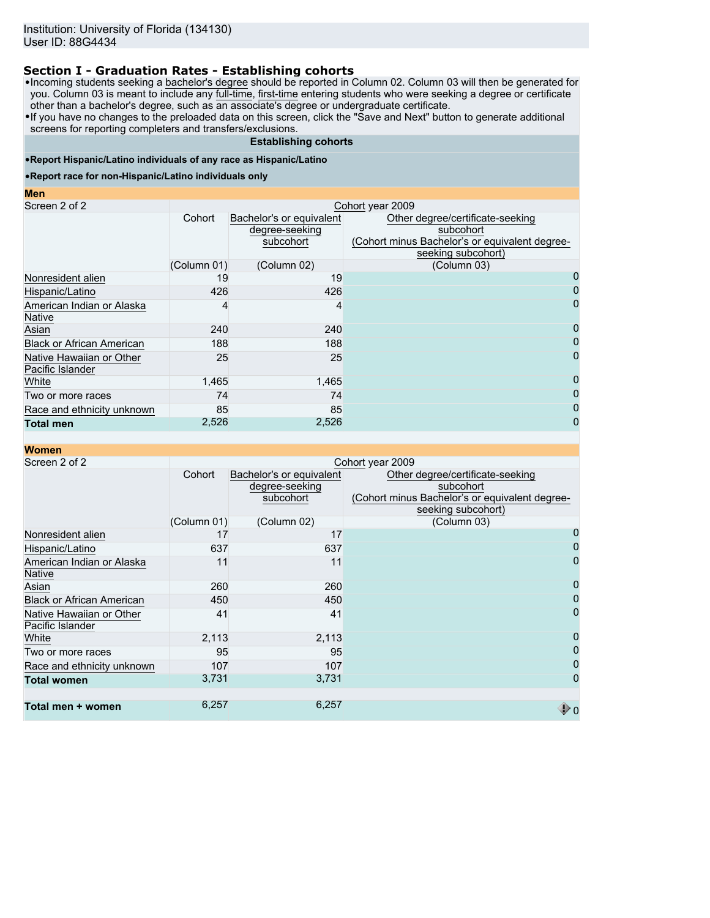Institution: University of Florida (134130)
User ID: 88G4434

## Section I - Graduation Rates - Establishing cohorts

- Incoming students seeking a bachelor's degree should be reported in Column 02. Column 03 will then be generated for you. Column 03 is meant to include any full-time, first-time entering students who were seeking a degree or certificate other than a bachelor's degree, such as an associate's degree or undergraduate certificate.
- If you have no changes to the preloaded data on this screen, click the "Save and Next" button to generate additional screens for reporting completers and transfers/exclusions.

**Establishing cohorts**

**•Report Hispanic/Latino individuals of any race as Hispanic/Latino**

**•Report race for non-Hispanic/Latino individuals only**

**Men**

| Screen 2 of 2 | Cohort year 2009 | | |
|---|---|---|---|
| | Cohort | Bachelor's or equivalent degree-seeking subcohort | Other degree/certificate-seeking subcohort (Cohort minus Bachelor's or equivalent degree-seeking subcohort) |
| | (Column 01) | (Column 02) | (Column 03) |
| Nonresident alien | 19 | 19 | 0 |
| Hispanic/Latino | 426 | 426 | 0 |
| American Indian or Alaska Native | 4 | 4 | 0 |
| Asian | 240 | 240 | 0 |
| Black or African American | 188 | 188 | 0 |
| Native Hawaiian or Other Pacific Islander | 25 | 25 | 0 |
| White | 1,465 | 1,465 | 0 |
| Two or more races | 74 | 74 | 0 |
| Race and ethnicity unknown | 85 | 85 | 0 |
| **Total men** | 2,526 | 2,526 | 0 |

**Women**

| Screen 2 of 2 | Cohort year 2009 | | |
|---|---|---|---|
| | Cohort | Bachelor's or equivalent degree-seeking subcohort | Other degree/certificate-seeking subcohort (Cohort minus Bachelor's or equivalent degree-seeking subcohort) |
| | (Column 01) | (Column 02) | (Column 03) |
| Nonresident alien | 17 | 17 | 0 |
| Hispanic/Latino | 637 | 637 | 0 |
| American Indian or Alaska Native | 11 | 11 | 0 |
| Asian | 260 | 260 | 0 |
| Black or African American | 450 | 450 | 0 |
| Native Hawaiian or Other Pacific Islander | 41 | 41 | 0 |
| White | 2,113 | 2,113 | 0 |
| Two or more races | 95 | 95 | 0 |
| Race and ethnicity unknown | 107 | 107 | 0 |
| **Total women** | 3,731 | 3,731 | 0 |
| | | | |
| **Total men + women** | 6,257 | 6,257 | 0 |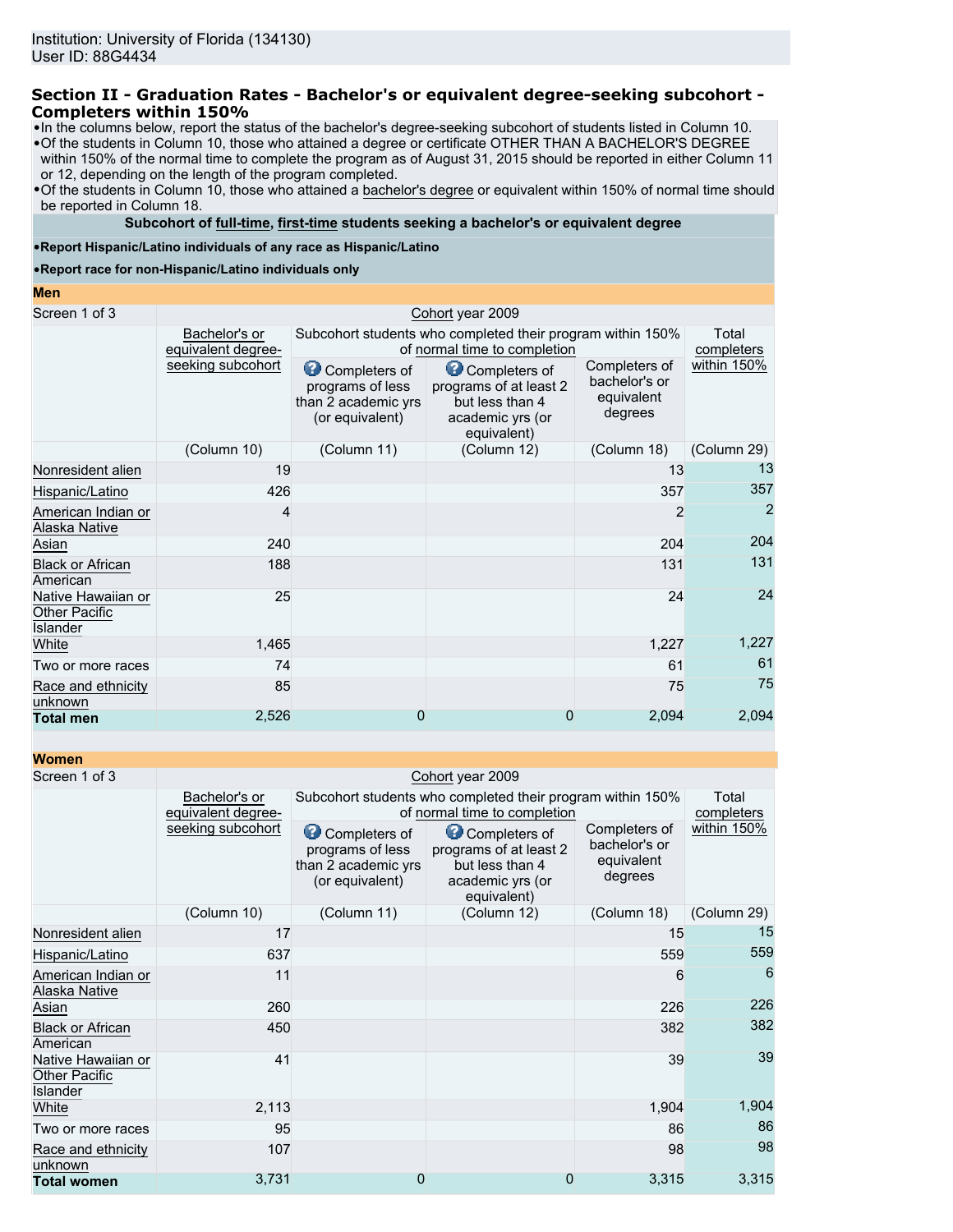Institution: University of Florida (134130)
User ID: 88G4434

### Section II - Graduation Rates - Bachelor's or equivalent degree-seeking subcohort - Completers within 150%

- In the columns below, report the status of the bachelor's degree-seeking subcohort of students listed in Column 10.
- Of the students in Column 10, those who attained a degree or certificate OTHER THAN A BACHELOR'S DEGREE within 150% of the normal time to complete the program as of August 31, 2015 should be reported in either Column 11 or 12, depending on the length of the program completed.
- Of the students in Column 10, those who attained a bachelor's degree or equivalent within 150% of normal time should be reported in Column 18.

**Subcohort of full-time, first-time students seeking a bachelor's or equivalent degree**

- **Report Hispanic/Latino individuals of any race as Hispanic/Latino**
- **Report race for non-Hispanic/Latino individuals only**

**Men**

| Screen 1 of 3 | Cohort year 2009 | | | | |
|---|---|---|---|---|---|
| | Bachelor's or equivalent degree-seeking subcohort | Subcohort students who completed their program within 150% of normal time to completion | | | Total completers within 150% |
| | | Completers of programs of less than 2 academic yrs (or equivalent) | Completers of programs of at least 2 but less than 4 academic yrs (or equivalent) | Completers of bachelor's or equivalent degrees | |
| | (Column 10) | (Column 11) | (Column 12) | (Column 18) | (Column 29) |
| Nonresident alien | 19 | | | 13 | 13 |
| Hispanic/Latino | 426 | | | 357 | 357 |
| American Indian or Alaska Native | 4 | | | 2 | 2 |
| Asian | 240 | | | 204 | 204 |
| Black or African American | 188 | | | 131 | 131 |
| Native Hawaiian or Other Pacific Islander | 25 | | | 24 | 24 |
| White | 1,465 | | | 1,227 | 1,227 |
| Two or more races | 74 | | | 61 | 61 |
| Race and ethnicity unknown | 85 | | | 75 | 75 |
| **Total men** | 2,526 | 0 | 0 | 2,094 | 2,094 |

**Women**

| Screen 1 of 3 | Cohort year 2009 | | | | |
|---|---|---|---|---|---|
| | Bachelor's or equivalent degree-seeking subcohort | Subcohort students who completed their program within 150% of normal time to completion | | | Total completers within 150% |
| | | Completers of programs of less than 2 academic yrs (or equivalent) | Completers of programs of at least 2 but less than 4 academic yrs (or equivalent) | Completers of bachelor's or equivalent degrees | |
| | (Column 10) | (Column 11) | (Column 12) | (Column 18) | (Column 29) |
| Nonresident alien | 17 | | | 15 | 15 |
| Hispanic/Latino | 637 | | | 559 | 559 |
| American Indian or Alaska Native | 11 | | | 6 | 6 |
| Asian | 260 | | | 226 | 226 |
| Black or African American | 450 | | | 382 | 382 |
| Native Hawaiian or Other Pacific Islander | 41 | | | 39 | 39 |
| White | 2,113 | | | 1,904 | 1,904 |
| Two or more races | 95 | | | 86 | 86 |
| Race and ethnicity unknown | 107 | | | 98 | 98 |
| **Total women** | 3,731 | 0 | 0 | 3,315 | 3,315 |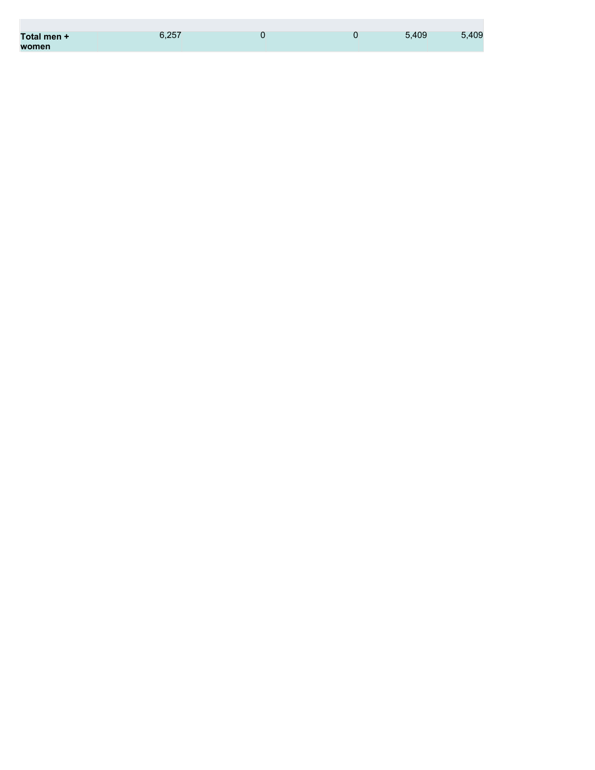| | | | | | |
|---|---|---|---|---|---|
| **Total men + women** | 6,257 | 0 | 0 | 5,409 | 5,409 |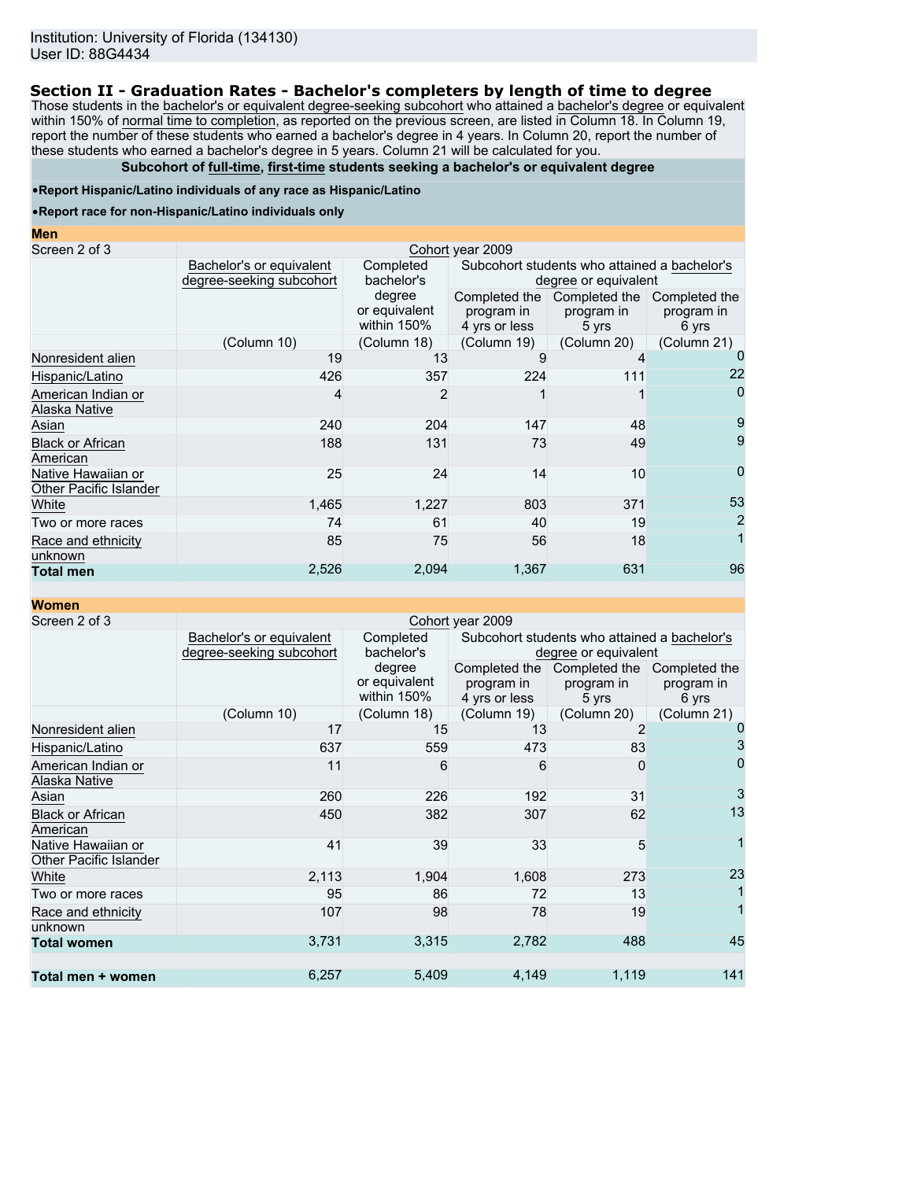Institution: University of Florida (134130)
User ID: 88G4434

## Section II - Graduation Rates - Bachelor's completers by length of time to degree

Those students in the bachelor's or equivalent degree-seeking subcohort who attained a bachelor's degree or equivalent within 150% of normal time to completion, as reported on the previous screen, are listed in Column 18. In Column 19, report the number of these students who earned a bachelor's degree in 4 years. In Column 20, report the number of these students who earned a bachelor's degree in 5 years. Column 21 will be calculated for you.

**Subcohort of full-time, first-time students seeking a bachelor's or equivalent degree**

- **Report Hispanic/Latino individuals of any race as Hispanic/Latino**
- **Report race for non-Hispanic/Latino individuals only**

### Men

Screen 2 of 3 — Cohort year 2009

| | Bachelor's or equivalent degree-seeking subcohort | Completed bachelor's degree or equivalent within 150% | Subcohort students who attained a bachelor's degree or equivalent | | |
|---|---|---|---|---|---|
| | | | Completed the program in 4 yrs or less | Completed the program in 5 yrs | Completed the program in 6 yrs |
| | (Column 10) | (Column 18) | (Column 19) | (Column 20) | (Column 21) |
| Nonresident alien | 19 | 13 | 9 | 4 | 0 |
| Hispanic/Latino | 426 | 357 | 224 | 111 | 22 |
| American Indian or Alaska Native | 4 | 2 | 1 | 1 | 0 |
| Asian | 240 | 204 | 147 | 48 | 9 |
| Black or African American | 188 | 131 | 73 | 49 | 9 |
| Native Hawaiian or Other Pacific Islander | 25 | 24 | 14 | 10 | 0 |
| White | 1,465 | 1,227 | 803 | 371 | 53 |
| Two or more races | 74 | 61 | 40 | 19 | 2 |
| Race and ethnicity unknown | 85 | 75 | 56 | 18 | 1 |
| **Total men** | 2,526 | 2,094 | 1,367 | 631 | 96 |

### Women

Screen 2 of 3 — Cohort year 2009

| | Bachelor's or equivalent degree-seeking subcohort | Completed bachelor's degree or equivalent within 150% | Subcohort students who attained a bachelor's degree or equivalent | | |
|---|---|---|---|---|---|
| | | | Completed the program in 4 yrs or less | Completed the program in 5 yrs | Completed the program in 6 yrs |
| | (Column 10) | (Column 18) | (Column 19) | (Column 20) | (Column 21) |
| Nonresident alien | 17 | 15 | 13 | 2 | 0 |
| Hispanic/Latino | 637 | 559 | 473 | 83 | 3 |
| American Indian or Alaska Native | 11 | 6 | 6 | 0 | 0 |
| Asian | 260 | 226 | 192 | 31 | 3 |
| Black or African American | 450 | 382 | 307 | 62 | 13 |
| Native Hawaiian or Other Pacific Islander | 41 | 39 | 33 | 5 | 1 |
| White | 2,113 | 1,904 | 1,608 | 273 | 23 |
| Two or more races | 95 | 86 | 72 | 13 | 1 |
| Race and ethnicity unknown | 107 | 98 | 78 | 19 | 1 |
| **Total women** | 3,731 | 3,315 | 2,782 | 488 | 45 |
| **Total men + women** | 6,257 | 5,409 | 4,149 | 1,119 | 141 |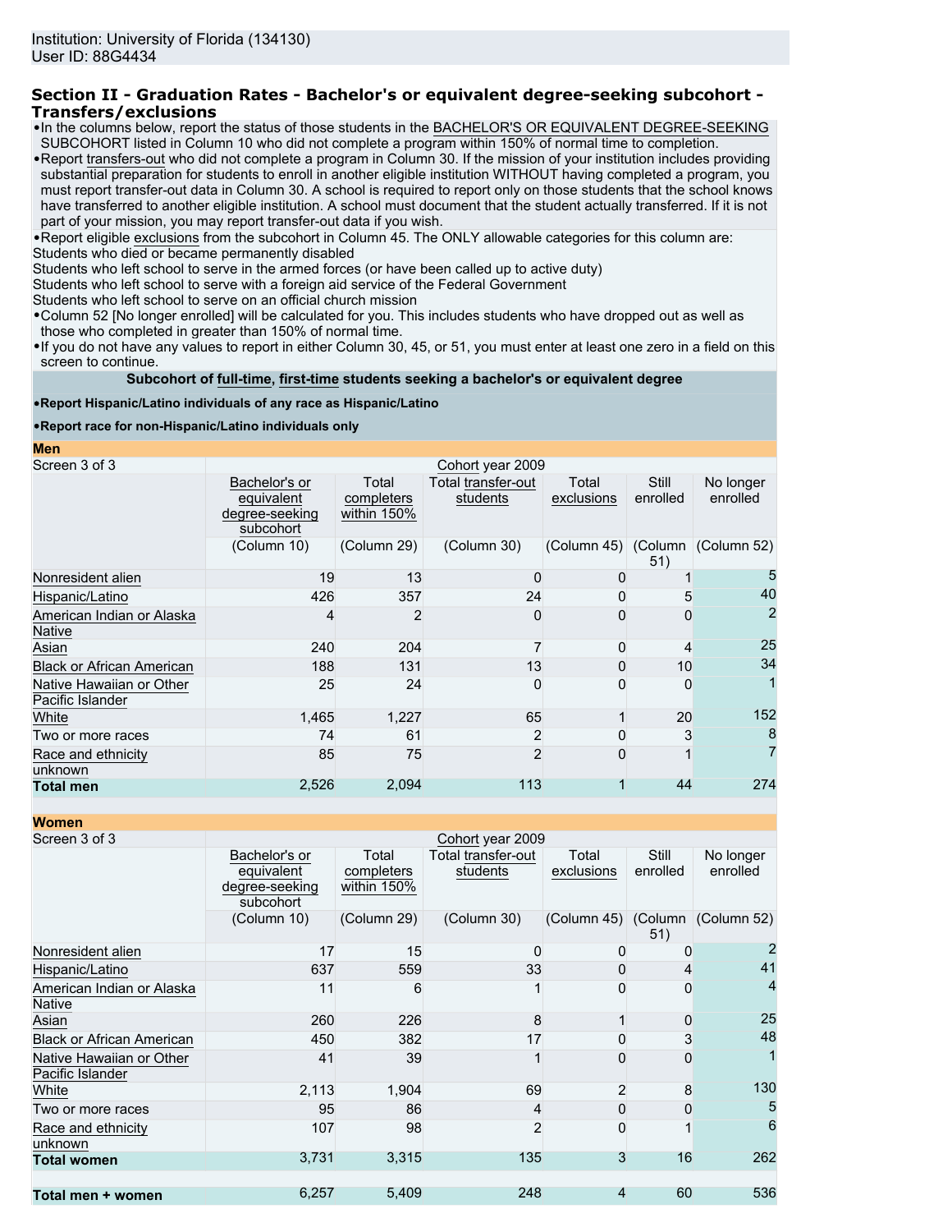Institution: University of Florida (134130)
User ID: 88G4434

## Section II - Graduation Rates - Bachelor's or equivalent degree-seeking subcohort - Transfers/exclusions

- In the columns below, report the status of those students in the BACHELOR'S OR EQUIVALENT DEGREE-SEEKING SUBCOHORT listed in Column 10 who did not complete a program within 150% of normal time to completion.
- Report transfers-out who did not complete a program in Column 30. If the mission of your institution includes providing substantial preparation for students to enroll in another eligible institution WITHOUT having completed a program, you must report transfer-out data in Column 30. A school is required to report only on those students that the school knows have transferred to another eligible institution. A school must document that the student actually transferred. If it is not part of your mission, you may report transfer-out data if you wish.
- Report eligible exclusions from the subcohort in Column 45. The ONLY allowable categories for this column are:

Students who died or became permanently disabled
Students who left school to serve in the armed forces (or have been called up to active duty)
Students who left school to serve with a foreign aid service of the Federal Government
Students who left school to serve on an official church mission

- Column 52 [No longer enrolled] will be calculated for you. This includes students who have dropped out as well as those who completed in greater than 150% of normal time.
- If you do not have any values to report in either Column 30, 45, or 51, you must enter at least one zero in a field on this screen to continue.

**Subcohort of full-time, first-time students seeking a bachelor's or equivalent degree**

- **Report Hispanic/Latino individuals of any race as Hispanic/Latino**
- **Report race for non-Hispanic/Latino individuals only**

**Men**

| Screen 3 of 3 | Cohort year 2009 | | | | | |
|---|---|---|---|---|---|---|
| | Bachelor's or equivalent degree-seeking subcohort | Total completers within 150% | Total transfer-out students | Total exclusions | Still enrolled | No longer enrolled |
| | (Column 10) | (Column 29) | (Column 30) | (Column 45) | (Column 51) | (Column 52) |
| Nonresident alien | 19 | 13 | 0 | 0 | 1 | 5 |
| Hispanic/Latino | 426 | 357 | 24 | 0 | 5 | 40 |
| American Indian or Alaska Native | 4 | 2 | 0 | 0 | 0 | 2 |
| Asian | 240 | 204 | 7 | 0 | 4 | 25 |
| Black or African American | 188 | 131 | 13 | 0 | 10 | 34 |
| Native Hawaiian or Other Pacific Islander | 25 | 24 | 0 | 0 | 0 | 1 |
| White | 1,465 | 1,227 | 65 | 1 | 20 | 152 |
| Two or more races | 74 | 61 | 2 | 0 | 3 | 8 |
| Race and ethnicity unknown | 85 | 75 | 2 | 0 | 1 | 7 |
| **Total men** | 2,526 | 2,094 | 113 | 1 | 44 | 274 |

**Women**

| Screen 3 of 3 | Cohort year 2009 | | | | | |
|---|---|---|---|---|---|---|
| | Bachelor's or equivalent degree-seeking subcohort | Total completers within 150% | Total transfer-out students | Total exclusions | Still enrolled | No longer enrolled |
| | (Column 10) | (Column 29) | (Column 30) | (Column 45) | (Column 51) | (Column 52) |
| Nonresident alien | 17 | 15 | 0 | 0 | 0 | 2 |
| Hispanic/Latino | 637 | 559 | 33 | 0 | 4 | 41 |
| American Indian or Alaska Native | 11 | 6 | 1 | 0 | 0 | 4 |
| Asian | 260 | 226 | 8 | 1 | 0 | 25 |
| Black or African American | 450 | 382 | 17 | 0 | 3 | 48 |
| Native Hawaiian or Other Pacific Islander | 41 | 39 | 1 | 0 | 0 | 1 |
| White | 2,113 | 1,904 | 69 | 2 | 8 | 130 |
| Two or more races | 95 | 86 | 4 | 0 | 0 | 5 |
| Race and ethnicity unknown | 107 | 98 | 2 | 0 | 1 | 6 |
| **Total women** | 3,731 | 3,315 | 135 | 3 | 16 | 262 |
| | | | | | | |
| **Total men + women** | 6,257 | 5,409 | 248 | 4 | 60 | 536 |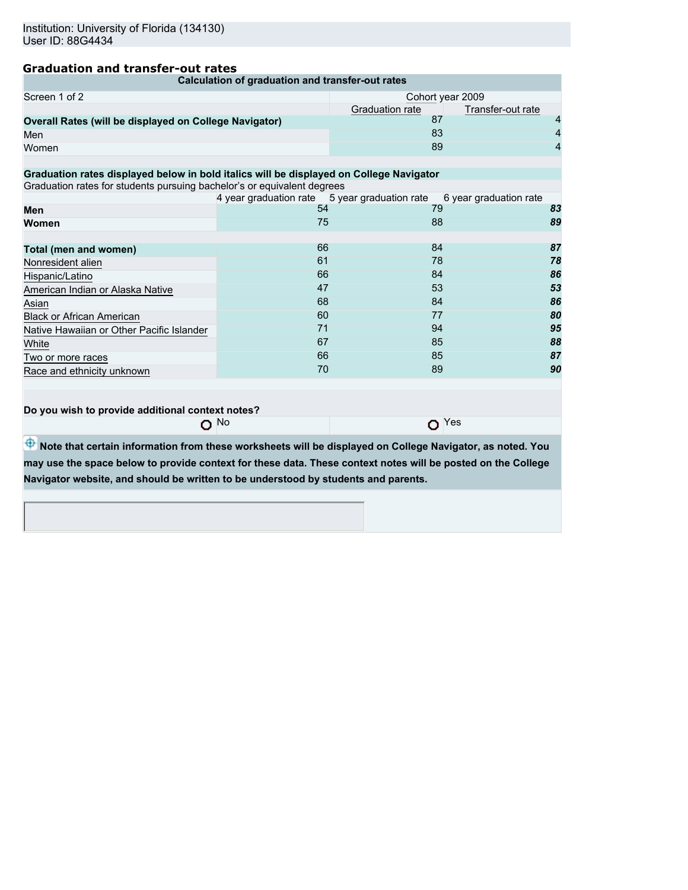Institution: University of Florida (134130)
User ID: 88G4434

## Graduation and transfer-out rates

| Calculation of graduation and transfer-out rates | | |
|---|---|---|
| Screen 1 of 2 | Cohort year 2009 | |
| | Graduation rate | Transfer-out rate |
| **Overall Rates (will be displayed on College Navigator)** | 87 | 4 |
| Men | 83 | 4 |
| Women | 89 | 4 |

**Graduation rates displayed below in bold italics will be displayed on College Navigator**

Graduation rates for students pursuing bachelor's or equivalent degrees

| | 4 year graduation rate | 5 year graduation rate | 6 year graduation rate |
|---|---|---|---|
| **Men** | 54 | 79 | ***83*** |
| **Women** | 75 | 88 | ***89*** |
| **Total (men and women)** | 66 | 84 | ***87*** |
| Nonresident alien | 61 | 78 | ***78*** |
| Hispanic/Latino | 66 | 84 | ***86*** |
| American Indian or Alaska Native | 47 | 53 | ***53*** |
| Asian | 68 | 84 | ***86*** |
| Black or African American | 60 | 77 | ***80*** |
| Native Hawaiian or Other Pacific Islander | 71 | 94 | ***95*** |
| White | 67 | 85 | ***88*** |
| Two or more races | 66 | 85 | ***87*** |
| Race and ethnicity unknown | 70 | 89 | ***90*** |

**Do you wish to provide additional context notes?**

No    Yes

**Note that certain information from these worksheets will be displayed on College Navigator, as noted. You may use the space below to provide context for these data. These context notes will be posted on the College Navigator website, and should be written to be understood by students and parents.**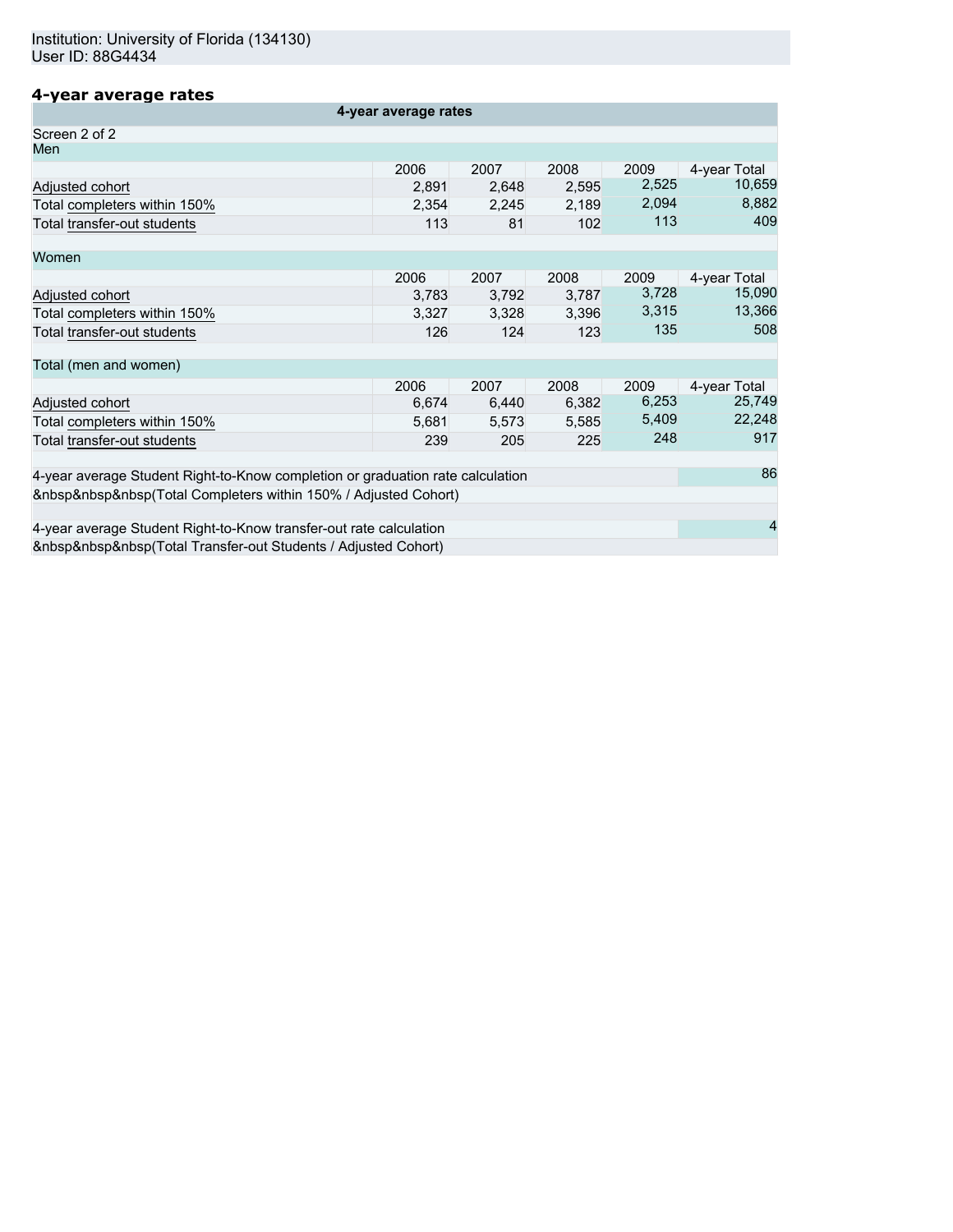Institution: University of Florida (134130)
User ID: 88G4434

## 4-year average rates

| 4-year average rates | | | | | |
|---|---|---|---|---|---|
| Screen 2 of 2 | | | | | |
| **Men** | | | | | |
| | 2006 | 2007 | 2008 | 2009 | 4-year Total |
| Adjusted cohort | 2,891 | 2,648 | 2,595 | 2,525 | 10,659 |
| Total completers within 150% | 2,354 | 2,245 | 2,189 | 2,094 | 8,882 |
| Total transfer-out students | 113 | 81 | 102 | 113 | 409 |
| **Women** | | | | | |
| | 2006 | 2007 | 2008 | 2009 | 4-year Total |
| Adjusted cohort | 3,783 | 3,792 | 3,787 | 3,728 | 15,090 |
| Total completers within 150% | 3,327 | 3,328 | 3,396 | 3,315 | 13,366 |
| Total transfer-out students | 126 | 124 | 123 | 135 | 508 |
| **Total (men and women)** | | | | | |
| | 2006 | 2007 | 2008 | 2009 | 4-year Total |
| Adjusted cohort | 6,674 | 6,440 | 6,382 | 6,253 | 25,749 |
| Total completers within 150% | 5,681 | 5,573 | 5,585 | 5,409 | 22,248 |
| Total transfer-out students | 239 | 205 | 225 | 248 | 917 |

| | |
|---|---|
| 4-year average Student Right-to-Know completion or graduation rate calculation<br>&nbsp&nbsp&nbsp(Total Completers within 150% / Adjusted Cohort) | 86 |
| 4-year average Student Right-to-Know transfer-out rate calculation<br>&nbsp&nbsp&nbsp(Total Transfer-out Students / Adjusted Cohort) | 4 |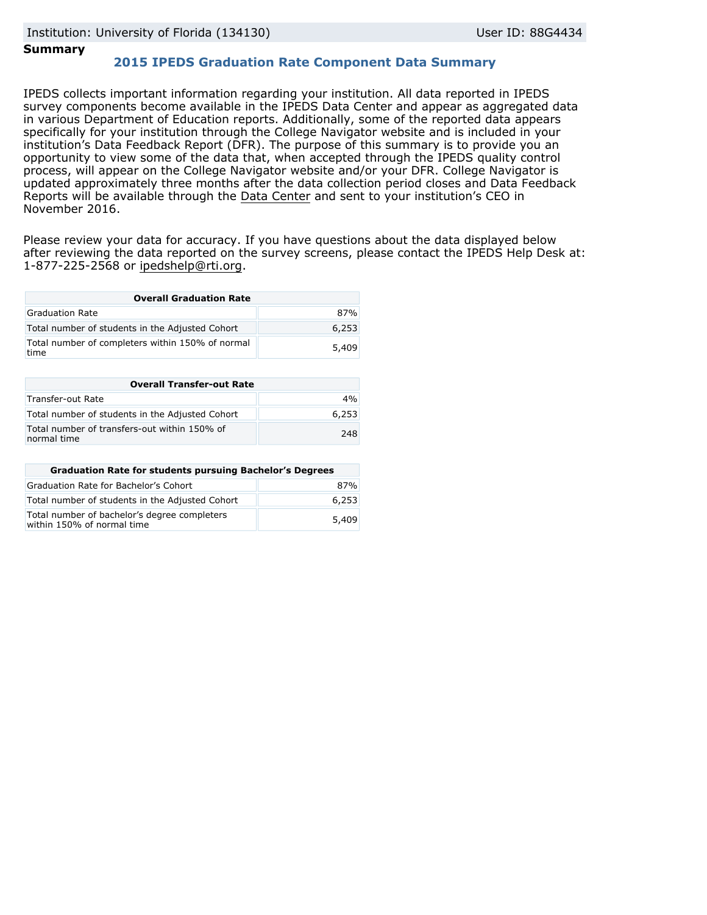Institution: University of Florida (134130) User ID: 88G4434

**Summary**

## 2015 IPEDS Graduation Rate Component Data Summary

IPEDS collects important information regarding your institution. All data reported in IPEDS survey components become available in the IPEDS Data Center and appear as aggregated data in various Department of Education reports. Additionally, some of the reported data appears specifically for your institution through the College Navigator website and is included in your institution's Data Feedback Report (DFR). The purpose of this summary is to provide you an opportunity to view some of the data that, when accepted through the IPEDS quality control process, will appear on the College Navigator website and/or your DFR. College Navigator is updated approximately three months after the data collection period closes and Data Feedback Reports will be available through the Data Center and sent to your institution's CEO in November 2016.

Please review your data for accuracy. If you have questions about the data displayed below after reviewing the data reported on the survey screens, please contact the IPEDS Help Desk at: 1-877-225-2568 or ipedshelp@rti.org.

| Overall Graduation Rate | |
|---|---|
| Graduation Rate | 87% |
| Total number of students in the Adjusted Cohort | 6,253 |
| Total number of completers within 150% of normal time | 5,409 |

| Overall Transfer-out Rate | |
|---|---|
| Transfer-out Rate | 4% |
| Total number of students in the Adjusted Cohort | 6,253 |
| Total number of transfers-out within 150% of normal time | 248 |

| Graduation Rate for students pursuing Bachelor's Degrees | |
|---|---|
| Graduation Rate for Bachelor's Cohort | 87% |
| Total number of students in the Adjusted Cohort | 6,253 |
| Total number of bachelor's degree completers within 150% of normal time | 5,409 |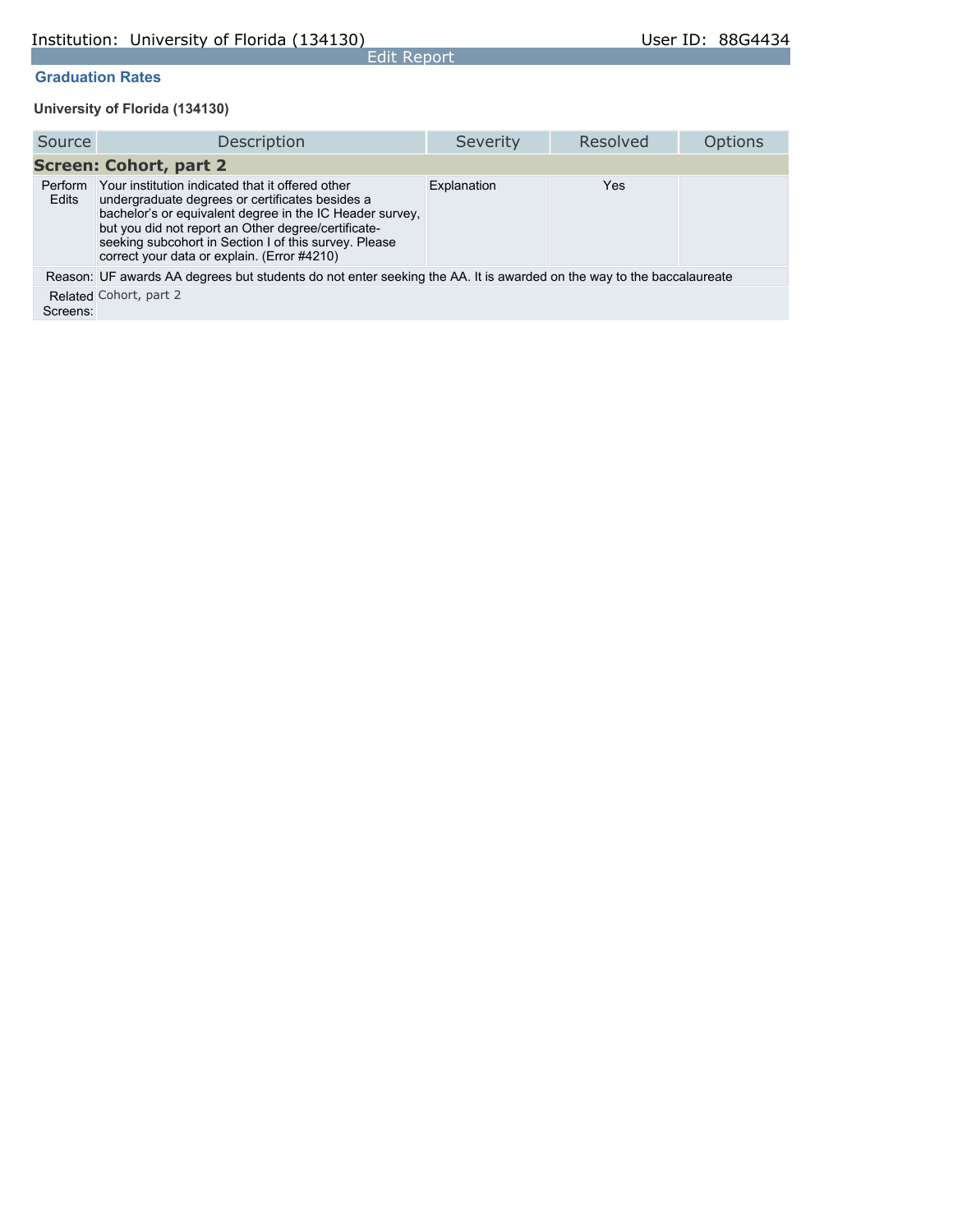Edit Report

## Graduation Rates

**University of Florida (134130)**

| Source | Description | Severity | Resolved | Options |
| --- | --- | --- | --- | --- |
| **Screen: Cohort, part 2** | | | | |
| Perform Edits | Your institution indicated that it offered other undergraduate degrees or certificates besides a bachelor's or equivalent degree in the IC Header survey, but you did not report an Other degree/certificate-seeking subcohort in Section I of this survey. Please correct your data or explain. (Error #4210) | Explanation | Yes | |
| Reason: | UF awards AA degrees but students do not enter seeking the AA. It is awarded on the way to the baccalaureate | | | |
| Related Screens: | Cohort, part 2 | | | |